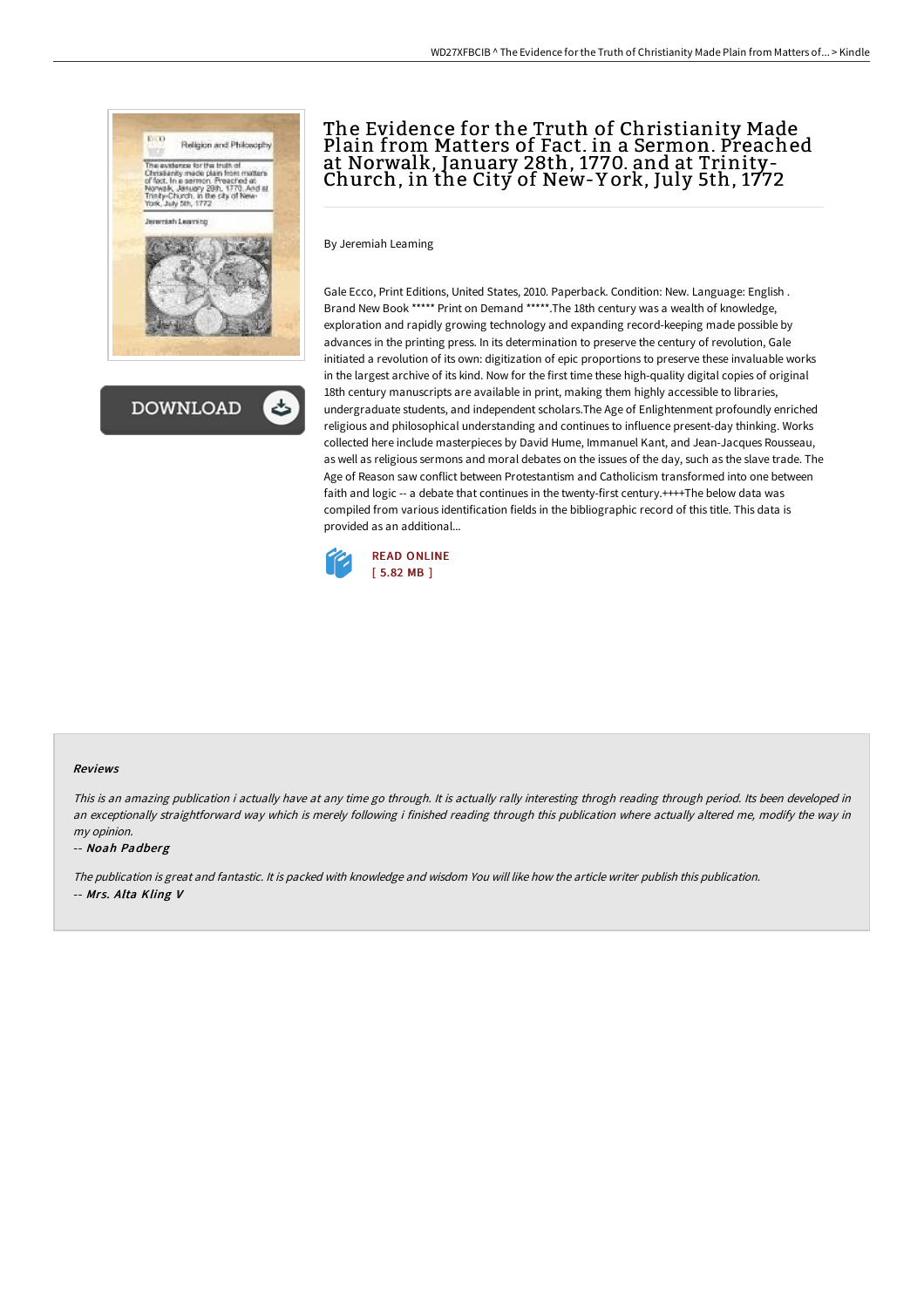# The Evidence for the Truth of Christianity Made Plain from Matters of Fact. in a Sermon. Preached at Norwalk, January 28th, 1770. and at Trinity-Church, in the City of New-York, July 5th, 1772

By Jeremiah Leaming

Gale Ecco, Print Editions, United States, 2010. Paperback. Condition: New. Language: English . Brand New Book ***** Print on Demand *****.The 18th century was a wealth of knowledge, exploration and rapidly growing technology and expanding record-keeping made possible by advances in the printing press. In its determination to preserve the century of revolution, Gale initiated a revolution of its own: digitization of epic proportions to preserve these invaluable works in the largest archive of its kind. Now for the first time these high-quality digital copies of original 18th century manuscripts are available in print, making them highly accessible to libraries, undergraduate students, and independent scholars.The Age of Enlightenment profoundly enriched religious and philosophical understanding and continues to influence present-day thinking. Works collected here include masterpieces by David Hume, Immanuel Kant, and Jean-Jacques Rousseau, as well as religious sermons and moral debates on the issues of the day, such as the slave trade. The Age of Reason saw conflict between Protestantism and Catholicism transformed into one between faith and logic -- a debate that continues in the twenty-first century.++++The below data was compiled from various identification fields in the bibliographic record of this title. This data is provided as an additional...

READ ONLINE
[ 5.82 MB ]

### Reviews

*This is an amazing publication i actually have at any time go through. It is actually rally interesting throgh reading through period. Its been developed in an exceptionally straightforward way which is merely following i finished reading through this publication where actually altered me, modify the way in my opinion.*

-- ***Noah Padberg***

*The publication is great and fantastic. It is packed with knowledge and wisdom You will like how the article writer publish this publication.*

-- ***Mrs. Alta Kling V***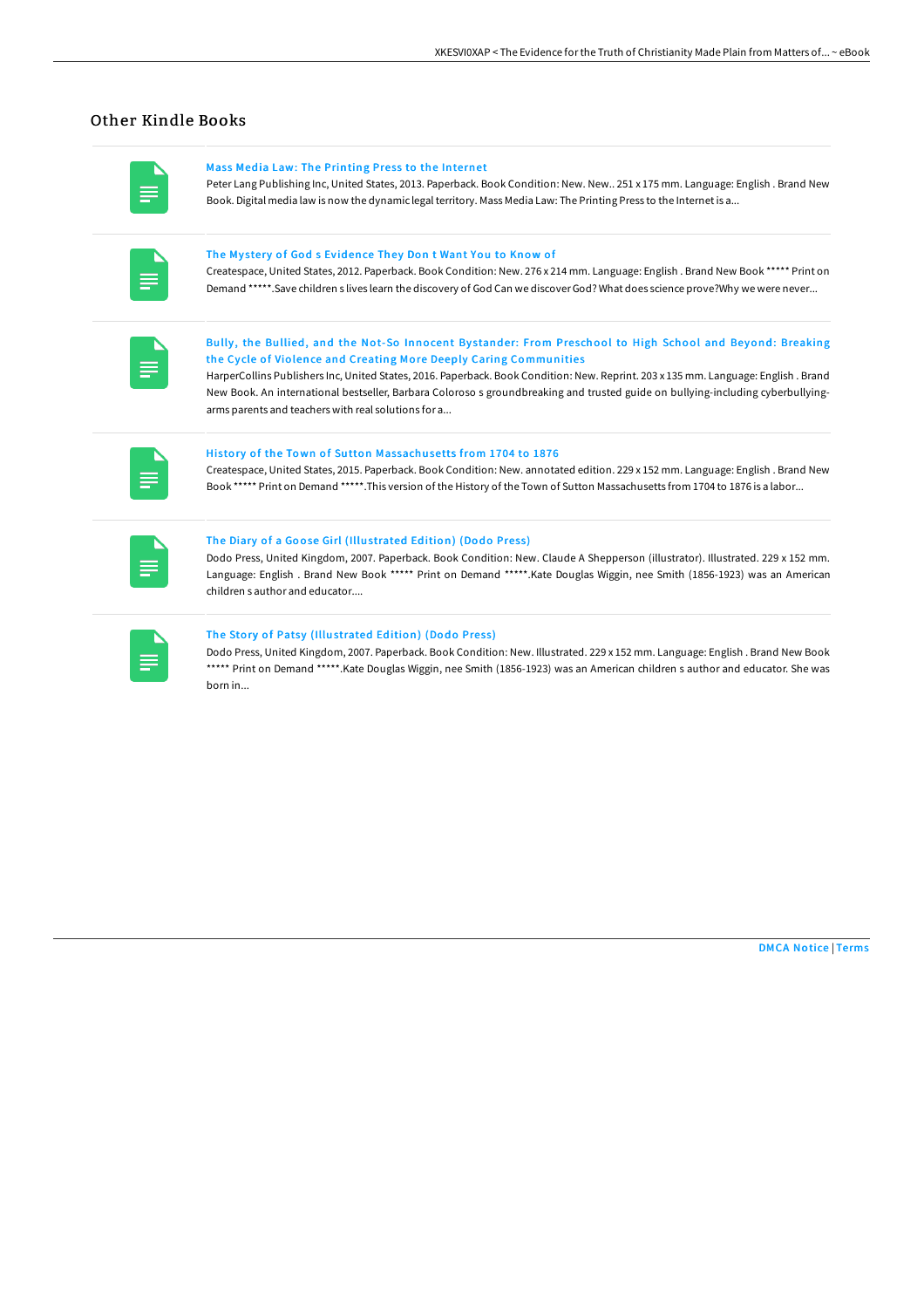## Other Kindle Books

### Mass Media Law: The Printing Press to the Internet

Peter Lang Publishing Inc, United States, 2013. Paperback. Book Condition: New. New.. 251 x 175 mm. Language: English . Brand New Book. Digital media law is now the dynamic legal territory. Mass Media Law: The Printing Press to the Internet is a...

### The Mystery of God s Evidence They Don t Want You to Know of

Createspace, United States, 2012. Paperback. Book Condition: New. 276 x 214 mm. Language: English . Brand New Book ***** Print on Demand *****.Save children s lives learn the discovery of God Can we discover God? What does science prove?Why we were never...

### Bully, the Bullied, and the Not-So Innocent Bystander: From Preschool to High School and Beyond: Breaking the Cycle of Violence and Creating More Deeply Caring Communities

HarperCollins Publishers Inc, United States, 2016. Paperback. Book Condition: New. Reprint. 203 x 135 mm. Language: English . Brand New Book. An international bestseller, Barbara Coloroso s groundbreaking and trusted guide on bullying-including cyberbullying-arms parents and teachers with real solutions for a...

### History of the Town of Sutton Massachusetts from 1704 to 1876

Createspace, United States, 2015. Paperback. Book Condition: New. annotated edition. 229 x 152 mm. Language: English . Brand New Book ***** Print on Demand *****.This version of the History of the Town of Sutton Massachusetts from 1704 to 1876 is a labor...

### The Diary of a Goose Girl (Illustrated Edition) (Dodo Press)

Dodo Press, United Kingdom, 2007. Paperback. Book Condition: New. Claude A Shepperson (illustrator). Illustrated. 229 x 152 mm. Language: English . Brand New Book ***** Print on Demand *****.Kate Douglas Wiggin, nee Smith (1856-1923) was an American children s author and educator....

### The Story of Patsy (Illustrated Edition) (Dodo Press)

Dodo Press, United Kingdom, 2007. Paperback. Book Condition: New. Illustrated. 229 x 152 mm. Language: English . Brand New Book ***** Print on Demand *****.Kate Douglas Wiggin, nee Smith (1856-1923) was an American children s author and educator. She was born in...